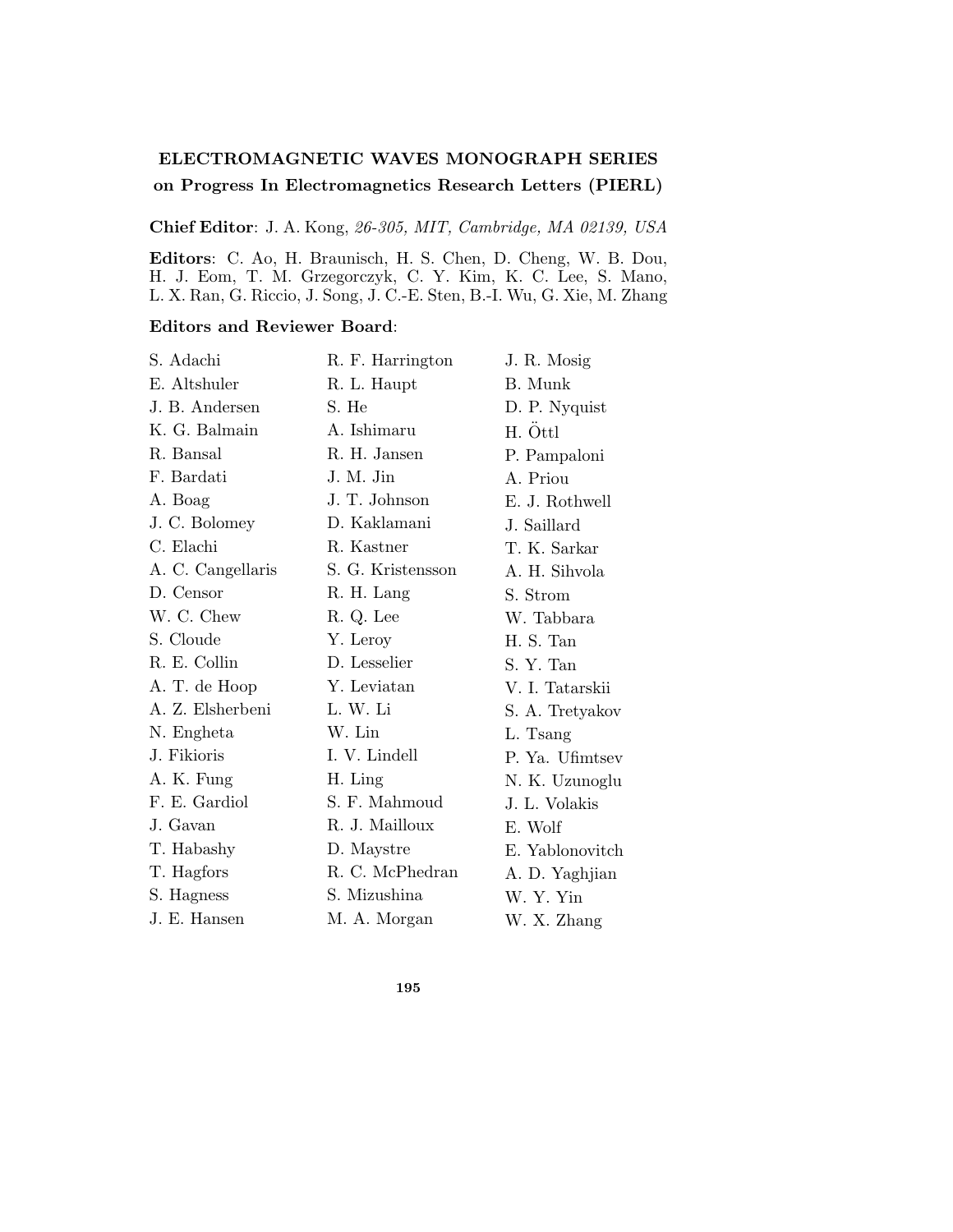**ELECTROMAGNETIC WAVES MONOGRAPH SERIES**
**on Progress In Electromagnetics Research Letters (PIERL)**

**Chief Editor**: J. A. Kong, *26-305, MIT, Cambridge, MA 02139, USA*

**Editors**: C. Ao, H. Braunisch, H. S. Chen, D. Cheng, W. B. Dou, H. J. Eom, T. M. Grzegorczyk, C. Y. Kim, K. C. Lee, S. Mano, L. X. Ran, G. Riccio, J. Song, J. C.-E. Sten, B.-I. Wu, G. Xie, M. Zhang

**Editors and Reviewer Board**:

S. Adachi
E. Altshuler
J. B. Andersen
K. G. Balmain
R. Bansal
F. Bardati
A. Boag
J. C. Bolomey
C. Elachi
A. C. Cangellaris
D. Censor
W. C. Chew
S. Cloude
R. E. Collin
A. T. de Hoop
A. Z. Elsherbeni
N. Engheta
J. Fikioris
A. K. Fung
F. E. Gardiol
J. Gavan
T. Habashy
T. Hagfors
S. Hagness
J. E. Hansen
R. F. Harrington
R. L. Haupt
S. He
A. Ishimaru
R. H. Jansen
J. M. Jin
J. T. Johnson
D. Kaklamani
R. Kastner
S. G. Kristensson
R. H. Lang
R. Q. Lee
Y. Leroy
D. Lesselier
Y. Leviatan
L. W. Li
W. Lin
I. V. Lindell
H. Ling
S. F. Mahmoud
R. J. Mailloux
D. Maystre
R. C. McPhedran
S. Mizushina
M. A. Morgan
J. R. Mosig
B. Munk
D. P. Nyquist
H. Öttl
P. Pampaloni
A. Priou
E. J. Rothwell
J. Saillard
T. K. Sarkar
A. H. Sihvola
S. Strom
W. Tabbara
H. S. Tan
S. Y. Tan
V. I. Tatarskii
S. A. Tretyakov
L. Tsang
P. Ya. Ufimtsev
N. K. Uzunoglu
J. L. Volakis
E. Wolf
E. Yablonovitch
A. D. Yaghjian
W. Y. Yin
W. X. Zhang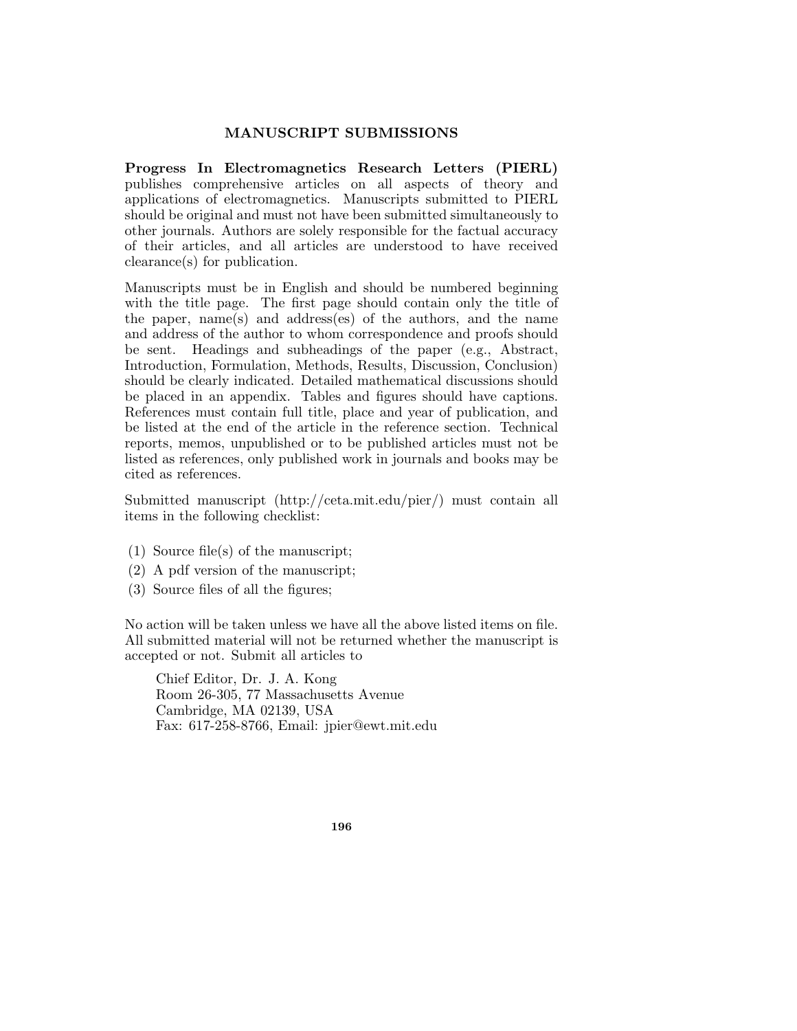## MANUSCRIPT SUBMISSIONS

**Progress In Electromagnetics Research Letters (PIERL)** publishes comprehensive articles on all aspects of theory and applications of electromagnetics. Manuscripts submitted to PIERL should be original and must not have been submitted simultaneously to other journals. Authors are solely responsible for the factual accuracy of their articles, and all articles are understood to have received clearance(s) for publication.

Manuscripts must be in English and should be numbered beginning with the title page. The first page should contain only the title of the paper, name(s) and address(es) of the authors, and the name and address of the author to whom correspondence and proofs should be sent. Headings and subheadings of the paper (e.g., Abstract, Introduction, Formulation, Methods, Results, Discussion, Conclusion) should be clearly indicated. Detailed mathematical discussions should be placed in an appendix. Tables and figures should have captions. References must contain full title, place and year of publication, and be listed at the end of the article in the reference section. Technical reports, memos, unpublished or to be published articles must not be listed as references, only published work in journals and books may be cited as references.

Submitted manuscript (http://ceta.mit.edu/pier/) must contain all items in the following checklist:

(1) Source file(s) of the manuscript;
(2) A pdf version of the manuscript;
(3) Source files of all the figures;

No action will be taken unless we have all the above listed items on file. All submitted material will not be returned whether the manuscript is accepted or not. Submit all articles to

Chief Editor, Dr. J. A. Kong  
Room 26-305, 77 Massachusetts Avenue  
Cambridge, MA 02139, USA  
Fax: 617-258-8766, Email: jpier@ewt.mit.edu